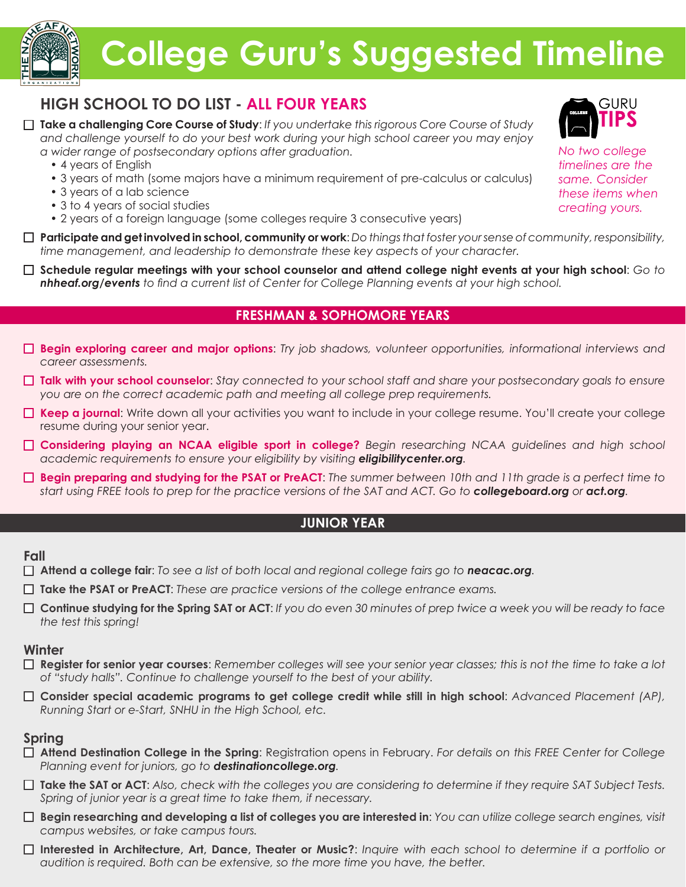# College Guru's Suggested Timeline

## HIGH SCHOOL TO DO LIST - ALL FOUR YEARS

**GURU TIPS**

*No two college timelines are the same. Consider these items when creating yours.*

- [ ] **Take a challenging Core Course of Study**: *If you undertake this rigorous Core Course of Study and challenge yourself to do your best work during your high school career you may enjoy a wider range of postsecondary options after graduation.*
  - 4 years of English
  - 3 years of math (some majors have a minimum requirement of pre-calculus or calculus)
  - 3 years of a lab science
  - 3 to 4 years of social studies
  - 2 years of a foreign language (some colleges require 3 consecutive years)
- [ ] **Participate and get involved in school, community or work**: *Do things that foster your sense of community, responsibility, time management, and leadership to demonstrate these key aspects of your character.*
- [ ] **Schedule regular meetings with your school counselor and attend college night events at your high school**: *Go to **nhheaf.org/events** to find a current list of Center for College Planning events at your high school.*

## FRESHMAN & SOPHOMORE YEARS

- [ ] **Begin exploring career and major options**: *Try job shadows, volunteer opportunities, informational interviews and career assessments.*
- [ ] **Talk with your school counselor**: *Stay connected to your school staff and share your postsecondary goals to ensure you are on the correct academic path and meeting all college prep requirements.*
- [ ] **Keep a journal**: Write down all your activities you want to include in your college resume. You'll create your college resume during your senior year.
- [ ] **Considering playing an NCAA eligible sport in college?** *Begin researching NCAA guidelines and high school academic requirements to ensure your eligibility by visiting **eligibilitycenter.org**.*
- [ ] **Begin preparing and studying for the PSAT or PreACT**: *The summer between 10th and 11th grade is a perfect time to start using FREE tools to prep for the practice versions of the SAT and ACT. Go to **collegeboard.org** or **act.org**.*

## JUNIOR YEAR

### Fall

- [ ] **Attend a college fair**: *To see a list of both local and regional college fairs go to **neacac.org**.*
- [ ] **Take the PSAT or PreACT**: *These are practice versions of the college entrance exams.*
- [ ] **Continue studying for the Spring SAT or ACT**: *If you do even 30 minutes of prep twice a week you will be ready to face the test this spring!*

### Winter

- [ ] **Register for senior year courses**: *Remember colleges will see your senior year classes; this is not the time to take a lot of "study halls". Continue to challenge yourself to the best of your ability.*
- [ ] **Consider special academic programs to get college credit while still in high school**: *Advanced Placement (AP), Running Start or e-Start, SNHU in the High School, etc.*

### Spring

- [ ] **Attend Destination College in the Spring**: Registration opens in February. *For details on this FREE Center for College Planning event for juniors, go to **destinationcollege.org**.*
- [ ] **Take the SAT or ACT**: *Also, check with the colleges you are considering to determine if they require SAT Subject Tests. Spring of junior year is a great time to take them, if necessary.*
- [ ] **Begin researching and developing a list of colleges you are interested in**: *You can utilize college search engines, visit campus websites, or take campus tours.*
- [ ] **Interested in Architecture, Art, Dance, Theater or Music?**: *Inquire with each school to determine if a portfolio or audition is required. Both can be extensive, so the more time you have, the better.*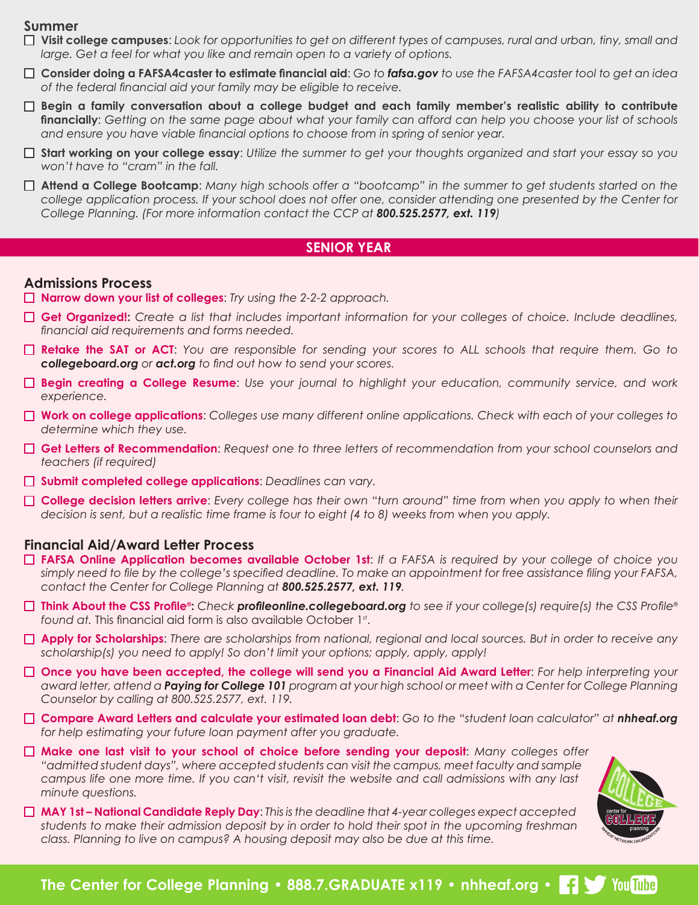## Summer

- ☐ **Visit college campuses**: *Look for opportunities to get on different types of campuses, rural and urban, tiny, small and large. Get a feel for what you like and remain open to a variety of options.*
- ☐ **Consider doing a FAFSA4caster to estimate financial aid**: *Go to **fafsa.gov** to use the FAFSA4caster tool to get an idea of the federal financial aid your family may be eligible to receive.*
- ☐ **Begin a family conversation about a college budget and each family member's realistic ability to contribute financially**: *Getting on the same page about what your family can afford can help you choose your list of schools and ensure you have viable financial options to choose from in spring of senior year.*
- ☐ **Start working on your college essay**: *Utilize the summer to get your thoughts organized and start your essay so you won't have to "cram" in the fall.*
- ☐ **Attend a College Bootcamp**: *Many high schools offer a "bootcamp" in the summer to get students started on the college application process. If your school does not offer one, consider attending one presented by the Center for College Planning. (For more information contact the CCP at **800.525.2577, ext. 119**)*

# SENIOR YEAR

## Admissions Process

- ☐ **Narrow down your list of colleges**: *Try using the 2-2-2 approach.*
- ☐ **Get Organized!:** *Create a list that includes important information for your colleges of choice. Include deadlines, financial aid requirements and forms needed.*
- ☐ **Retake the SAT or ACT**: *You are responsible for sending your scores to ALL schools that require them. Go to **collegeboard.org** or **act.org** to find out how to send your scores.*
- ☐ **Begin creating a College Resume**: *Use your journal to highlight your education, community service, and work experience.*
- ☐ **Work on college applications**: *Colleges use many different online applications. Check with each of your colleges to determine which they use.*
- ☐ **Get Letters of Recommendation**: *Request one to three letters of recommendation from your school counselors and teachers (if required)*
- ☐ **Submit completed college applications**: *Deadlines can vary.*
- ☐ **College decision letters arrive**: *Every college has their own "turn around" time from when you apply to when their decision is sent, but a realistic time frame is four to eight (4 to 8) weeks from when you apply.*

## Financial Aid/Award Letter Process

- ☐ **FAFSA Online Application becomes available October 1st**: *If a FAFSA is required by your college of choice you simply need to file by the college's specified deadline. To make an appointment for free assistance filing your FAFSA, contact the Center for College Planning at **800.525.2577, ext. 119**.*
- ☐ **Think About the CSS Profile®:** *Check **profileonline.collegeboard.org** to see if your college(s) require(s) the CSS Profile® found at.* This financial aid form is also available October 1st.
- ☐ **Apply for Scholarships**: *There are scholarships from national, regional and local sources. But in order to receive any scholarship(s) you need to apply! So don't limit your options; apply, apply, apply!*
- ☐ **Once you have been accepted, the college will send you a Financial Aid Award Letter**: *For help interpreting your award letter, attend a **Paying for College 101** program at your high school or meet with a Center for College Planning Counselor by calling at 800.525.2577, ext. 119.*
- ☐ **Compare Award Letters and calculate your estimated loan debt**: *Go to the "student loan calculator" at **nhheaf.org** for help estimating your future loan payment after you graduate.*
- ☐ **Make one last visit to your school of choice before sending your deposit**: *Many colleges offer "admitted student days", where accepted students can visit the campus, meet faculty and sample campus life one more time. If you can't visit, revisit the website and call admissions with any last minute questions.*
- ☐ **MAY 1st – National Candidate Reply Day**: *This is the deadline that 4-year colleges expect accepted students to make their admission deposit by in order to hold their spot in the upcoming freshman class. Planning to live on campus? A housing deposit may also be due at this time.*

**The Center for College Planning • 888.7.GRADUATE x119 • nhheaf.org**